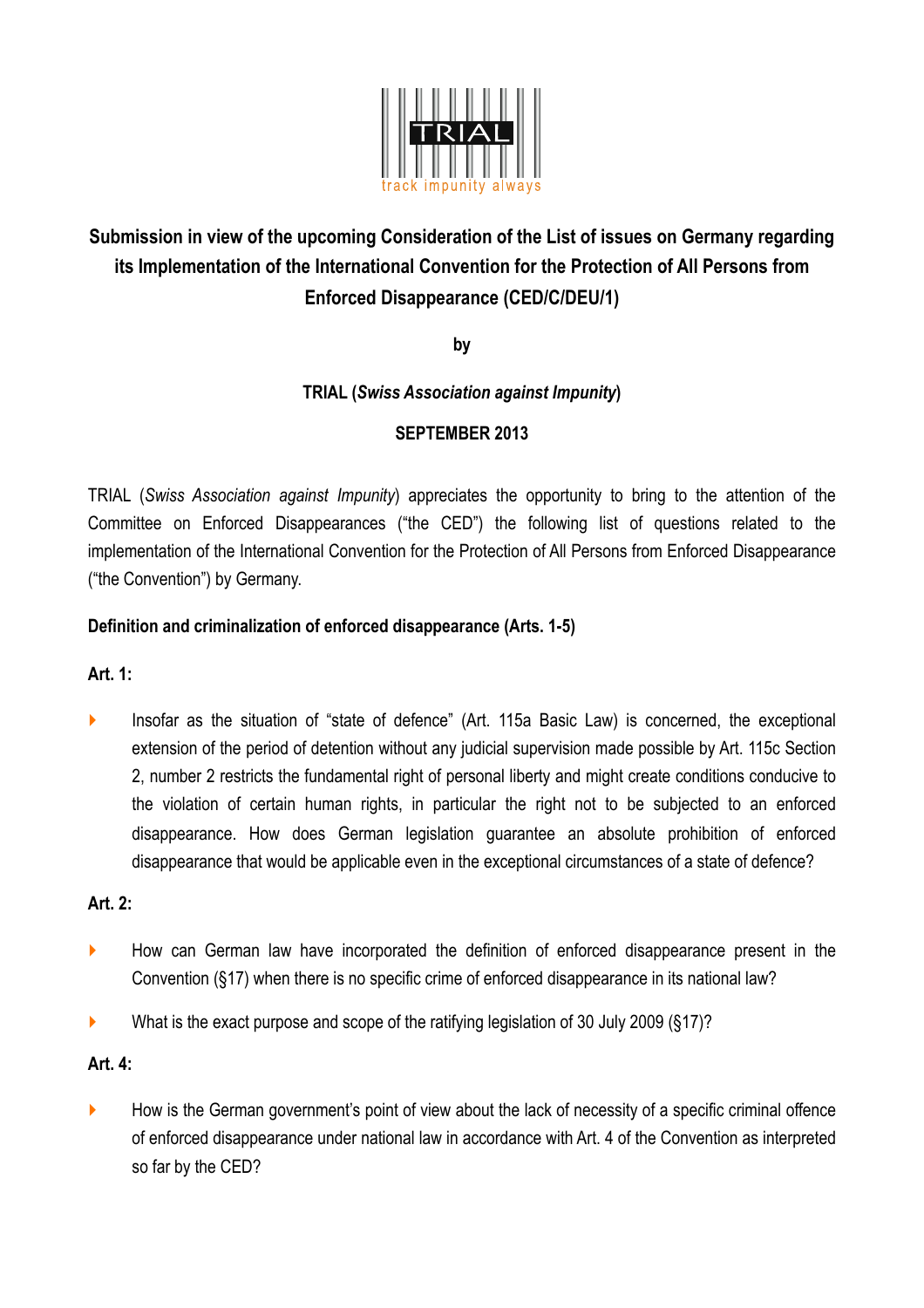TRIAL

track impunity always

# Submission in view of the upcoming Consideration of the List of issues on Germany regarding its Implementation of the International Convention for the Protection of All Persons from Enforced Disappearance (CED/C/DEU/1)

**by**

**TRIAL (*Swiss Association against Impunity*)**

**SEPTEMBER 2013**

TRIAL (*Swiss Association against Impunity*) appreciates the opportunity to bring to the attention of the Committee on Enforced Disappearances ("the CED") the following list of questions related to the implementation of the International Convention for the Protection of All Persons from Enforced Disappearance ("the Convention") by Germany.

## Definition and criminalization of enforced disappearance (Arts. 1-5)

### Art. 1:

- Insofar as the situation of "state of defence" (Art. 115a Basic Law) is concerned, the exceptional extension of the period of detention without any judicial supervision made possible by Art. 115c Section 2, number 2 restricts the fundamental right of personal liberty and might create conditions conducive to the violation of certain human rights, in particular the right not to be subjected to an enforced disappearance. How does German legislation guarantee an absolute prohibition of enforced disappearance that would be applicable even in the exceptional circumstances of a state of defence?

### Art. 2:

- How can German law have incorporated the definition of enforced disappearance present in the Convention (§17) when there is no specific crime of enforced disappearance in its national law?
- What is the exact purpose and scope of the ratifying legislation of 30 July 2009 (§17)?

### Art. 4:

- How is the German government's point of view about the lack of necessity of a specific criminal offence of enforced disappearance under national law in accordance with Art. 4 of the Convention as interpreted so far by the CED?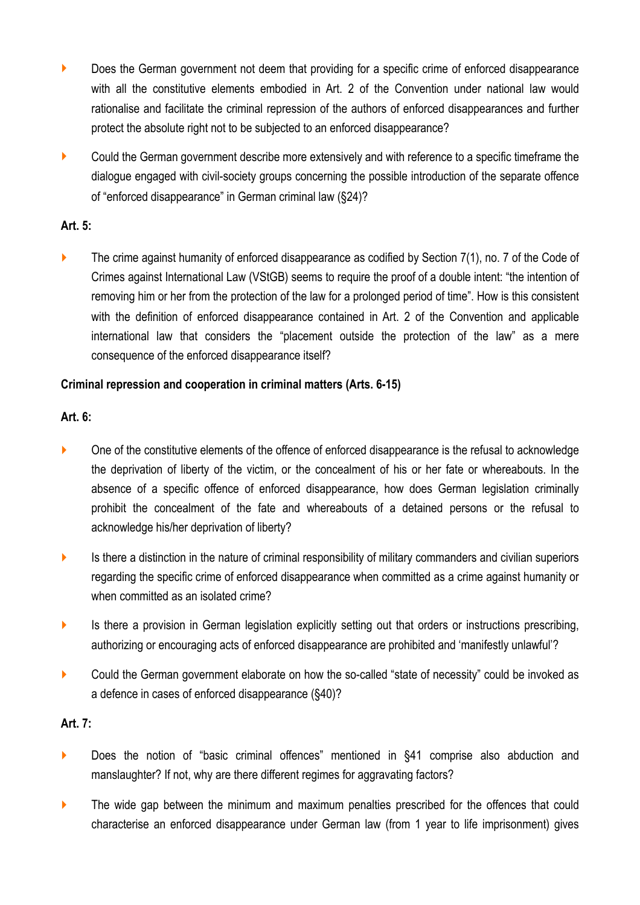- Does the German government not deem that providing for a specific crime of enforced disappearance with all the constitutive elements embodied in Art. 2 of the Convention under national law would rationalise and facilitate the criminal repression of the authors of enforced disappearances and further protect the absolute right not to be subjected to an enforced disappearance?

- Could the German government describe more extensively and with reference to a specific timeframe the dialogue engaged with civil-society groups concerning the possible introduction of the separate offence of "enforced disappearance" in German criminal law (§24)?

**Art. 5:**

- The crime against humanity of enforced disappearance as codified by Section 7(1), no. 7 of the Code of Crimes against International Law (VStGB) seems to require the proof of a double intent: "the intention of removing him or her from the protection of the law for a prolonged period of time". How is this consistent with the definition of enforced disappearance contained in Art. 2 of the Convention and applicable international law that considers the "placement outside the protection of the law" as a mere consequence of the enforced disappearance itself?

**Criminal repression and cooperation in criminal matters (Arts. 6-15)**

**Art. 6:**

- One of the constitutive elements of the offence of enforced disappearance is the refusal to acknowledge the deprivation of liberty of the victim, or the concealment of his or her fate or whereabouts. In the absence of a specific offence of enforced disappearance, how does German legislation criminally prohibit the concealment of the fate and whereabouts of a detained persons or the refusal to acknowledge his/her deprivation of liberty?

- Is there a distinction in the nature of criminal responsibility of military commanders and civilian superiors regarding the specific crime of enforced disappearance when committed as a crime against humanity or when committed as an isolated crime?

- Is there a provision in German legislation explicitly setting out that orders or instructions prescribing, authorizing or encouraging acts of enforced disappearance are prohibited and 'manifestly unlawful'?

- Could the German government elaborate on how the so-called "state of necessity" could be invoked as a defence in cases of enforced disappearance (§40)?

**Art. 7:**

- Does the notion of "basic criminal offences" mentioned in §41 comprise also abduction and manslaughter? If not, why are there different regimes for aggravating factors?

- The wide gap between the minimum and maximum penalties prescribed for the offences that could characterise an enforced disappearance under German law (from 1 year to life imprisonment) gives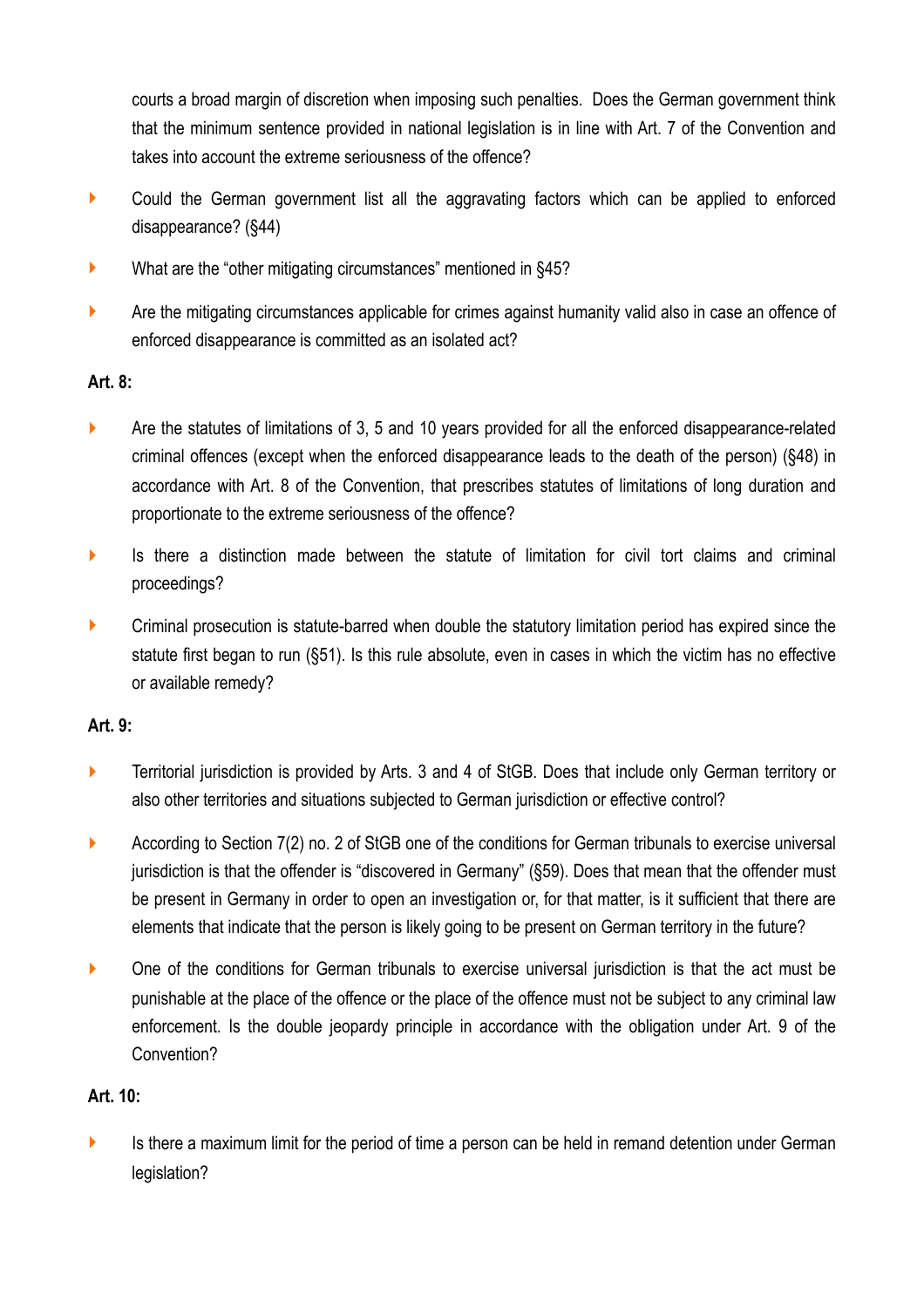courts a broad margin of discretion when imposing such penalties. Does the German government think that the minimum sentence provided in national legislation is in line with Art. 7 of the Convention and takes into account the extreme seriousness of the offence?

- Could the German government list all the aggravating factors which can be applied to enforced disappearance? (§44)
- What are the "other mitigating circumstances" mentioned in §45?
- Are the mitigating circumstances applicable for crimes against humanity valid also in case an offence of enforced disappearance is committed as an isolated act?

**Art. 8:**

- Are the statutes of limitations of 3, 5 and 10 years provided for all the enforced disappearance-related criminal offences (except when the enforced disappearance leads to the death of the person) (§48) in accordance with Art. 8 of the Convention, that prescribes statutes of limitations of long duration and proportionate to the extreme seriousness of the offence?
- Is there a distinction made between the statute of limitation for civil tort claims and criminal proceedings?
- Criminal prosecution is statute-barred when double the statutory limitation period has expired since the statute first began to run (§51). Is this rule absolute, even in cases in which the victim has no effective or available remedy?

**Art. 9:**

- Territorial jurisdiction is provided by Arts. 3 and 4 of StGB. Does that include only German territory or also other territories and situations subjected to German jurisdiction or effective control?
- According to Section 7(2) no. 2 of StGB one of the conditions for German tribunals to exercise universal jurisdiction is that the offender is "discovered in Germany" (§59). Does that mean that the offender must be present in Germany in order to open an investigation or, for that matter, is it sufficient that there are elements that indicate that the person is likely going to be present on German territory in the future?
- One of the conditions for German tribunals to exercise universal jurisdiction is that the act must be punishable at the place of the offence or the place of the offence must not be subject to any criminal law enforcement. Is the double jeopardy principle in accordance with the obligation under Art. 9 of the Convention?

**Art. 10:**

- Is there a maximum limit for the period of time a person can be held in remand detention under German legislation?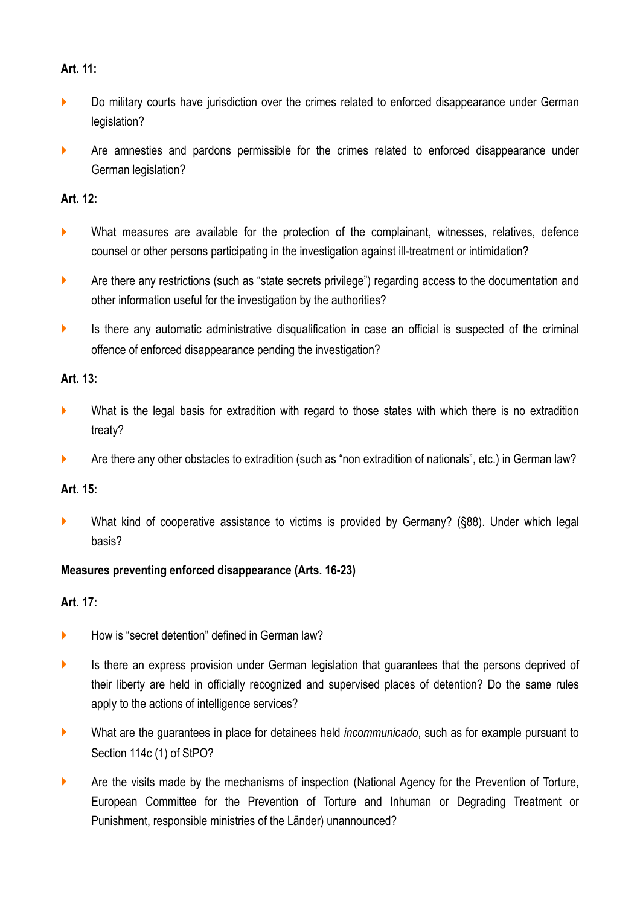**Art. 11:**

- Do military courts have jurisdiction over the crimes related to enforced disappearance under German legislation?
- Are amnesties and pardons permissible for the crimes related to enforced disappearance under German legislation?

**Art. 12:**

- What measures are available for the protection of the complainant, witnesses, relatives, defence counsel or other persons participating in the investigation against ill-treatment or intimidation?
- Are there any restrictions (such as "state secrets privilege") regarding access to the documentation and other information useful for the investigation by the authorities?
- Is there any automatic administrative disqualification in case an official is suspected of the criminal offence of enforced disappearance pending the investigation?

**Art. 13:**

- What is the legal basis for extradition with regard to those states with which there is no extradition treaty?
- Are there any other obstacles to extradition (such as "non extradition of nationals", etc.) in German law?

**Art. 15:**

- What kind of cooperative assistance to victims is provided by Germany? (§88). Under which legal basis?

**Measures preventing enforced disappearance (Arts. 16-23)**

**Art. 17:**

- How is "secret detention" defined in German law?
- Is there an express provision under German legislation that guarantees that the persons deprived of their liberty are held in officially recognized and supervised places of detention? Do the same rules apply to the actions of intelligence services?
- What are the guarantees in place for detainees held *incommunicado*, such as for example pursuant to Section 114c (1) of StPO?
- Are the visits made by the mechanisms of inspection (National Agency for the Prevention of Torture, European Committee for the Prevention of Torture and Inhuman or Degrading Treatment or Punishment, responsible ministries of the Länder) unannounced?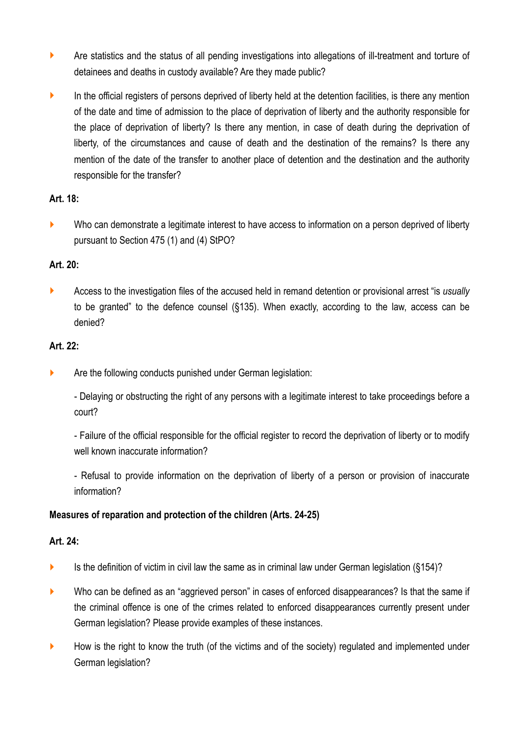- Are statistics and the status of all pending investigations into allegations of ill-treatment and torture of detainees and deaths in custody available? Are they made public?
- In the official registers of persons deprived of liberty held at the detention facilities, is there any mention of the date and time of admission to the place of deprivation of liberty and the authority responsible for the place of deprivation of liberty? Is there any mention, in case of death during the deprivation of liberty, of the circumstances and cause of death and the destination of the remains? Is there any mention of the date of the transfer to another place of detention and the destination and the authority responsible for the transfer?

**Art. 18:**

- Who can demonstrate a legitimate interest to have access to information on a person deprived of liberty pursuant to Section 475 (1) and (4) StPO?

**Art. 20:**

- Access to the investigation files of the accused held in remand detention or provisional arrest "is *usually* to be granted" to the defence counsel (§135). When exactly, according to the law, access can be denied?

**Art. 22:**

- Are the following conducts punished under German legislation:

  - Delaying or obstructing the right of any persons with a legitimate interest to take proceedings before a court?

  - Failure of the official responsible for the official register to record the deprivation of liberty or to modify well known inaccurate information?

  - Refusal to provide information on the deprivation of liberty of a person or provision of inaccurate information?

**Measures of reparation and protection of the children (Arts. 24-25)**

**Art. 24:**

- Is the definition of victim in civil law the same as in criminal law under German legislation (§154)?
- Who can be defined as an "aggrieved person" in cases of enforced disappearances? Is that the same if the criminal offence is one of the crimes related to enforced disappearances currently present under German legislation? Please provide examples of these instances.
- How is the right to know the truth (of the victims and of the society) regulated and implemented under German legislation?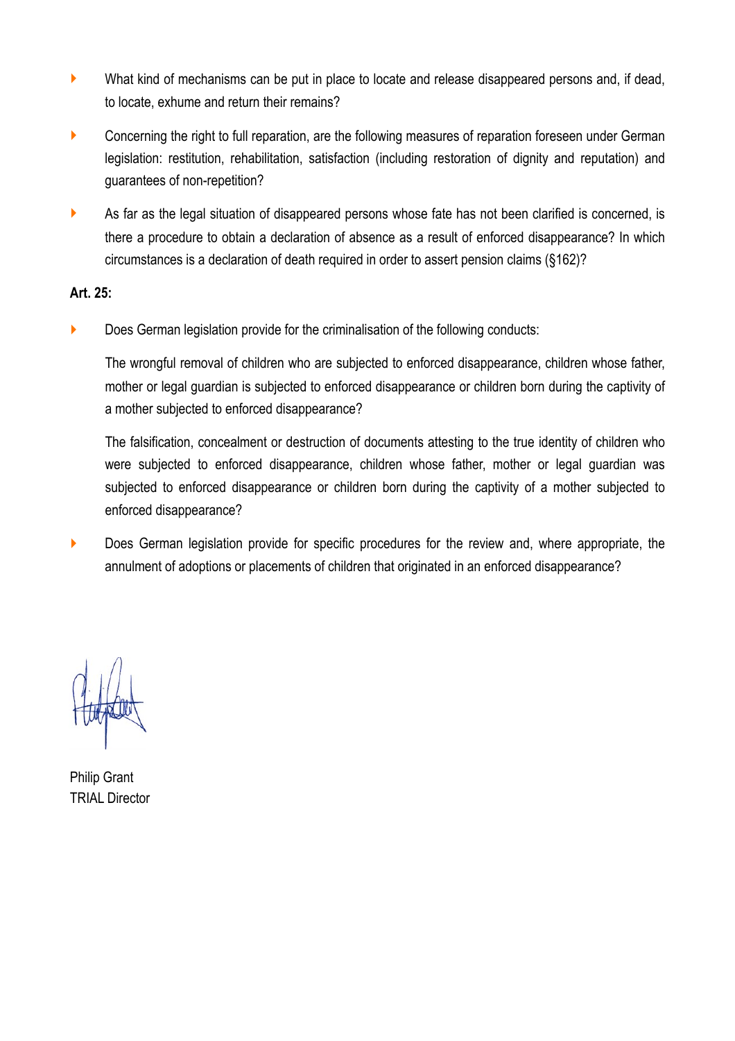- What kind of mechanisms can be put in place to locate and release disappeared persons and, if dead, to locate, exhume and return their remains?

- Concerning the right to full reparation, are the following measures of reparation foreseen under German legislation: restitution, rehabilitation, satisfaction (including restoration of dignity and reputation) and guarantees of non-repetition?

- As far as the legal situation of disappeared persons whose fate has not been clarified is concerned, is there a procedure to obtain a declaration of absence as a result of enforced disappearance? In which circumstances is a declaration of death required in order to assert pension claims (§162)?

**Art. 25:**

- Does German legislation provide for the criminalisation of the following conducts:

  The wrongful removal of children who are subjected to enforced disappearance, children whose father, mother or legal guardian is subjected to enforced disappearance or children born during the captivity of a mother subjected to enforced disappearance?

  The falsification, concealment or destruction of documents attesting to the true identity of children who were subjected to enforced disappearance, children whose father, mother or legal guardian was subjected to enforced disappearance or children born during the captivity of a mother subjected to enforced disappearance?

- Does German legislation provide for specific procedures for the review and, where appropriate, the annulment of adoptions or placements of children that originated in an enforced disappearance?

Philip Grant
TRIAL Director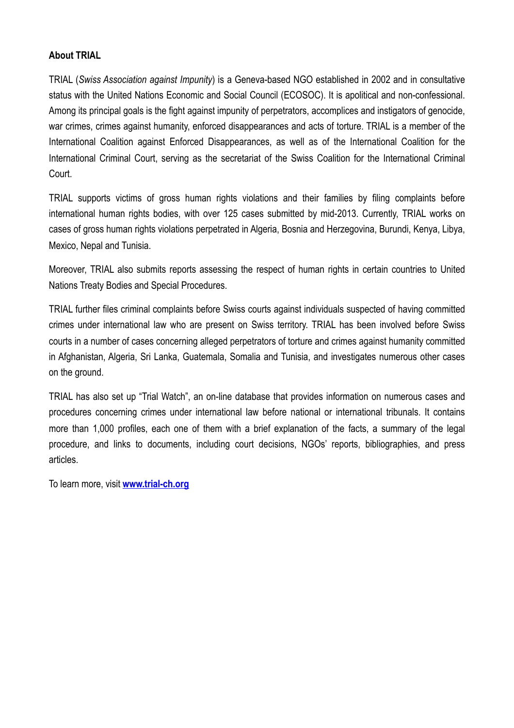**About TRIAL**

TRIAL (*Swiss Association against Impunity*) is a Geneva-based NGO established in 2002 and in consultative status with the United Nations Economic and Social Council (ECOSOC). It is apolitical and non-confessional. Among its principal goals is the fight against impunity of perpetrators, accomplices and instigators of genocide, war crimes, crimes against humanity, enforced disappearances and acts of torture. TRIAL is a member of the International Coalition against Enforced Disappearances, as well as of the International Coalition for the International Criminal Court, serving as the secretariat of the Swiss Coalition for the International Criminal Court.

TRIAL supports victims of gross human rights violations and their families by filing complaints before international human rights bodies, with over 125 cases submitted by mid-2013. Currently, TRIAL works on cases of gross human rights violations perpetrated in Algeria, Bosnia and Herzegovina, Burundi, Kenya, Libya, Mexico, Nepal and Tunisia.

Moreover, TRIAL also submits reports assessing the respect of human rights in certain countries to United Nations Treaty Bodies and Special Procedures.

TRIAL further files criminal complaints before Swiss courts against individuals suspected of having committed crimes under international law who are present on Swiss territory. TRIAL has been involved before Swiss courts in a number of cases concerning alleged perpetrators of torture and crimes against humanity committed in Afghanistan, Algeria, Sri Lanka, Guatemala, Somalia and Tunisia, and investigates numerous other cases on the ground.

TRIAL has also set up “Trial Watch”, an on-line database that provides information on numerous cases and procedures concerning crimes under international law before national or international tribunals. It contains more than 1,000 profiles, each one of them with a brief explanation of the facts, a summary of the legal procedure, and links to documents, including court decisions, NGOs’ reports, bibliographies, and press articles.

To learn more, visit **[www.trial-ch.org](http://www.trial-ch.org)**